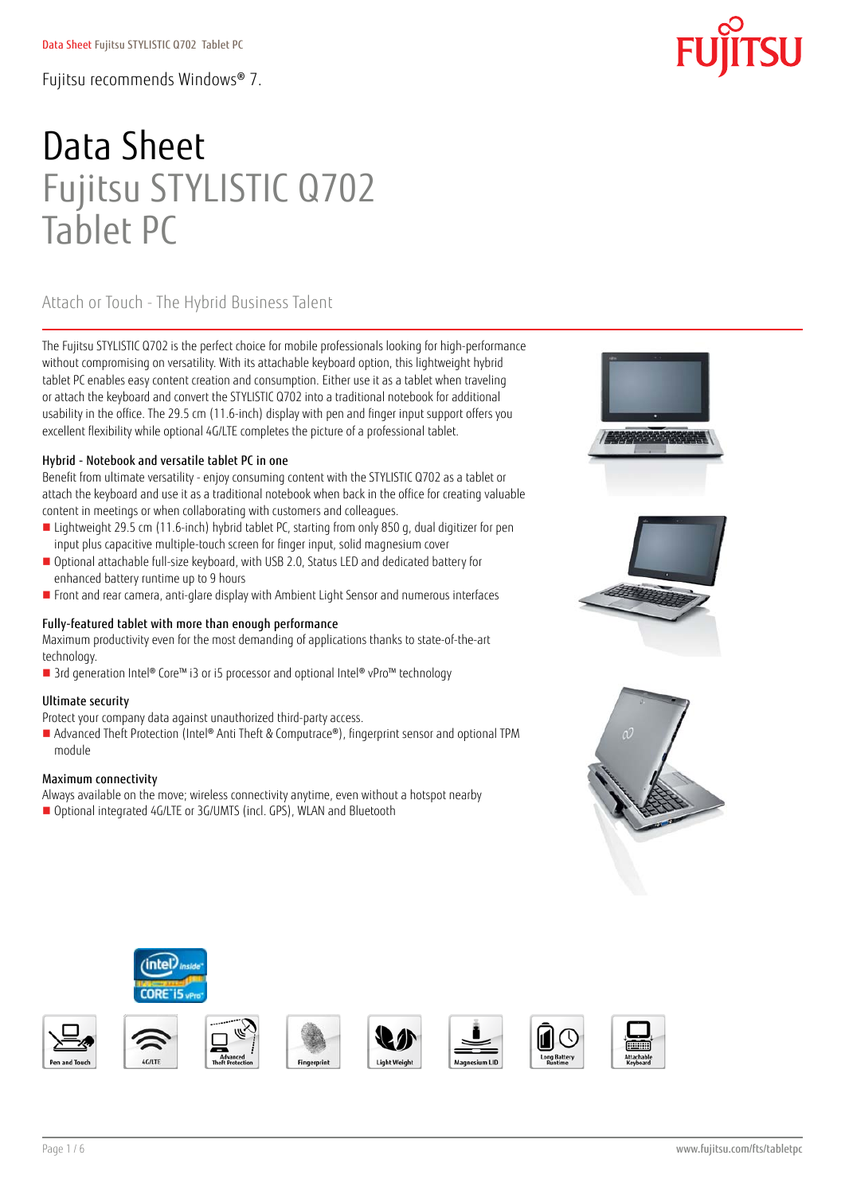Fujitsu recommends Windows® 7.

# Data Sheet
## Fujitsu STYLISTIC Q702 Tablet PC

### Attach or Touch - The Hybrid Business Talent

The Fujitsu STYLISTIC Q702 is the perfect choice for mobile professionals looking for high-performance without compromising on versatility. With its attachable keyboard option, this lightweight hybrid tablet PC enables easy content creation and consumption. Either use it as a tablet when traveling or attach the keyboard and convert the STYLISTIC Q702 into a traditional notebook for additional usability in the office. The 29.5 cm (11.6-inch) display with pen and finger input support offers you excellent flexibility while optional 4G/LTE completes the picture of a professional tablet.

#### Hybrid - Notebook and versatile tablet PC in one

Benefit from ultimate versatility - enjoy consuming content with the STYLISTIC Q702 as a tablet or attach the keyboard and use it as a traditional notebook when back in the office for creating valuable content in meetings or when collaborating with customers and colleagues.

- Lightweight 29.5 cm (11.6-inch) hybrid tablet PC, starting from only 850 g, dual digitizer for pen input plus capacitive multiple-touch screen for finger input, solid magnesium cover
- Optional attachable full-size keyboard, with USB 2.0, Status LED and dedicated battery for enhanced battery runtime up to 9 hours
- Front and rear camera, anti-glare display with Ambient Light Sensor and numerous interfaces

#### Fully-featured tablet with more than enough performance

Maximum productivity even for the most demanding of applications thanks to state-of-the-art technology.

- 3rd generation Intel® Core™ i3 or i5 processor and optional Intel® vPro™ technology

#### Ultimate security

Protect your company data against unauthorized third-party access.

- Advanced Theft Protection (Intel® Anti Theft & Computrace®), fingerprint sensor and optional TPM module

#### Maximum connectivity

Always available on the move; wireless connectivity anytime, even without a hotspot nearby

- Optional integrated 4G/LTE or 3G/UMTS (incl. GPS), WLAN and Bluetooth

Pen and Touch | 4G/LTE | Advanced Theft Protection | Fingerprint | Light Weight | Magnesium LID | Long Battery Runtime | Attachable Keyboard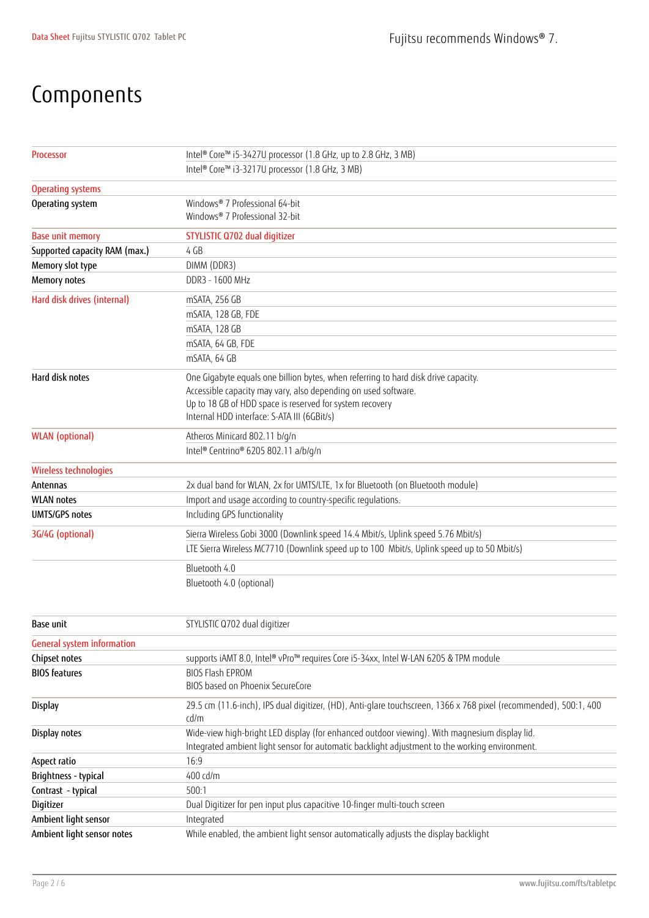Data Sheet Fujitsu STYLISTIC Q702 Tablet PC

Fujitsu recommends Windows® 7.

# Components

| | |
|---|---|
| Processor | Intel® Core™ i5-3427U processor (1.8 GHz, up to 2.8 GHz, 3 MB) |
| | Intel® Core™ i3-3217U processor (1.8 GHz, 3 MB) |
| **Operating systems** | |
| Operating system | Windows® 7 Professional 64-bit<br>Windows® 7 Professional 32-bit |
| **Base unit memory** | **STYLISTIC Q702 dual digitizer** |
| Supported capacity RAM (max.) | 4 GB |
| Memory slot type | DIMM (DDR3) |
| Memory notes | DDR3 - 1600 MHz |
| Hard disk drives (internal) | mSATA, 256 GB |
| | mSATA, 128 GB, FDE |
| | mSATA, 128 GB |
| | mSATA, 64 GB, FDE |
| | mSATA, 64 GB |
| Hard disk notes | One Gigabyte equals one billion bytes, when referring to hard disk drive capacity.<br>Accessible capacity may vary, also depending on used software.<br>Up to 18 GB of HDD space is reserved for system recovery<br>Internal HDD interface: S-ATA III (6GBit/s) |
| WLAN (optional) | Atheros Minicard 802.11 b/g/n |
| | Intel® Centrino® 6205 802.11 a/b/g/n |
| **Wireless technologies** | |
| Antennas | 2x dual band for WLAN, 2x for UMTS/LTE, 1x for Bluetooth (on Bluetooth module) |
| WLAN notes | Import and usage according to country-specific regulations. |
| UMTS/GPS notes | Including GPS functionality |
| 3G/4G (optional) | Sierra Wireless Gobi 3000 (Downlink speed 14.4 Mbit/s, Uplink speed 5.76 Mbit/s) |
| | LTE Sierra Wireless MC7710 (Downlink speed up to 100 Mbit/s, Uplink speed up to 50 Mbit/s) |
| | Bluetooth 4.0 |
| | Bluetooth 4.0 (optional) |
| Base unit | STYLISTIC Q702 dual digitizer |
| **General system information** | |
| Chipset notes | supports iAMT 8.0, Intel® vPro™ requires Core i5-34xx, Intel W-LAN 6205 & TPM module |
| BIOS features | BIOS Flash EPROM<br>BIOS based on Phoenix SecureCore |
| Display | 29.5 cm (11.6-inch), IPS dual digitizer, (HD), Anti-glare touchscreen, 1366 x 768 pixel (recommended), 500:1, 400 cd/m |
| Display notes | Wide-view high-bright LED display (for enhanced outdoor viewing). With magnesium display lid.<br>Integrated ambient light sensor for automatic backlight adjustment to the working environment. |
| Aspect ratio | 16:9 |
| Brightness - typical | 400 cd/m |
| Contrast - typical | 500:1 |
| Digitizer | Dual Digitizer for pen input plus capacitive 10-finger multi-touch screen |
| Ambient light sensor | Integrated |
| Ambient light sensor notes | While enabled, the ambient light sensor automatically adjusts the display backlight |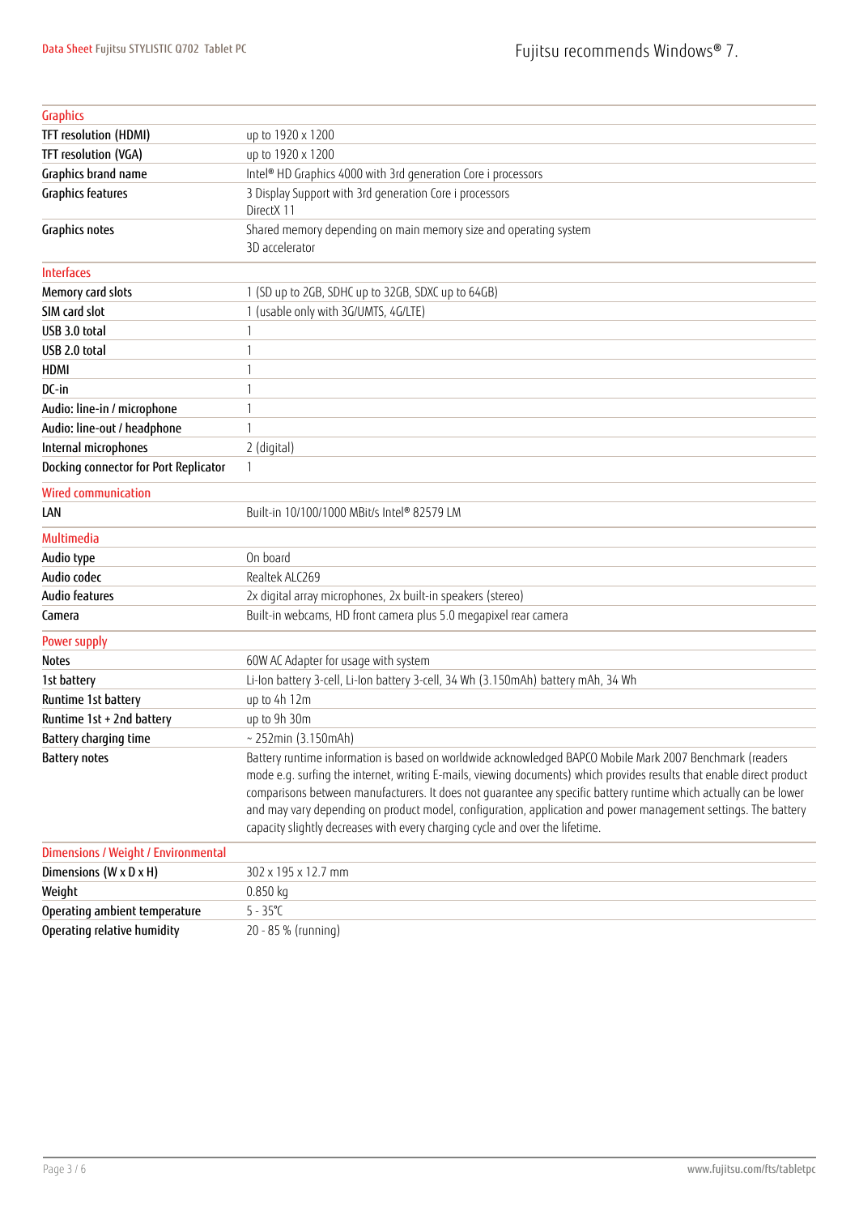| | |
|---|---|
| **Graphics** | |
| TFT resolution (HDMI) | up to 1920 x 1200 |
| TFT resolution (VGA) | up to 1920 x 1200 |
| Graphics brand name | Intel® HD Graphics 4000 with 3rd generation Core i processors |
| Graphics features | 3 Display Support with 3rd generation Core i processors<br>DirectX 11 |
| Graphics notes | Shared memory depending on main memory size and operating system<br>3D accelerator |
| **Interfaces** | |
| Memory card slots | 1 (SD up to 2GB, SDHC up to 32GB, SDXC up to 64GB) |
| SIM card slot | 1 (usable only with 3G/UMTS, 4G/LTE) |
| USB 3.0 total | 1 |
| USB 2.0 total | 1 |
| HDMI | 1 |
| DC-in | 1 |
| Audio: line-in / microphone | 1 |
| Audio: line-out / headphone | 1 |
| Internal microphones | 2 (digital) |
| Docking connector for Port Replicator | 1 |
| **Wired communication** | |
| LAN | Built-in 10/100/1000 MBit/s Intel® 82579 LM |
| **Multimedia** | |
| Audio type | On board |
| Audio codec | Realtek ALC269 |
| Audio features | 2x digital array microphones, 2x built-in speakers (stereo) |
| Camera | Built-in webcams, HD front camera plus 5.0 megapixel rear camera |
| **Power supply** | |
| Notes | 60W AC Adapter for usage with system |
| 1st battery | Li-Ion battery 3-cell, Li-Ion battery 3-cell, 34 Wh (3.150mAh) battery mAh, 34 Wh |
| Runtime 1st battery | up to 4h 12m |
| Runtime 1st + 2nd battery | up to 9h 30m |
| Battery charging time | ~ 252min (3.150mAh) |
| Battery notes | Battery runtime information is based on worldwide acknowledged BAPCO Mobile Mark 2007 Benchmark (readers mode e.g. surfing the internet, writing E-mails, viewing documents) which provides results that enable direct product comparisons between manufacturers. It does not guarantee any specific battery runtime which actually can be lower and may vary depending on product model, configuration, application and power management settings. The battery capacity slightly decreases with every charging cycle and over the lifetime. |
| **Dimensions / Weight / Environmental** | |
| Dimensions (W x D x H) | 302 x 195 x 12.7 mm |
| Weight | 0.850 kg |
| Operating ambient temperature | 5 - 35°C |
| Operating relative humidity | 20 - 85 % (running) |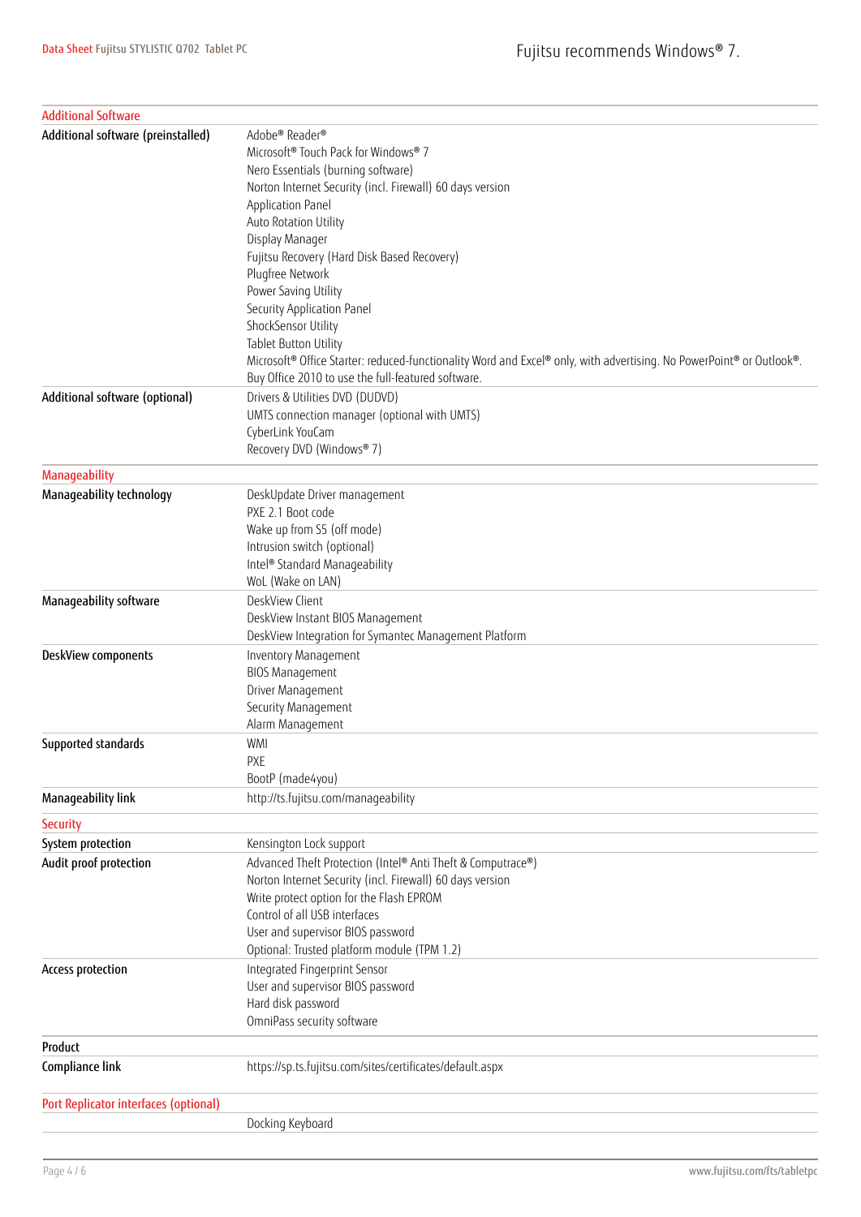## Additional Software

| | |
|---|---|
| **Additional software (preinstalled)** | Adobe® Reader® <br> Microsoft® Touch Pack for Windows® 7 <br> Nero Essentials (burning software) <br> Norton Internet Security (incl. Firewall) 60 days version <br> Application Panel <br> Auto Rotation Utility <br> Display Manager <br> Fujitsu Recovery (Hard Disk Based Recovery) <br> Plugfree Network <br> Power Saving Utility <br> Security Application Panel <br> ShockSensor Utility <br> Tablet Button Utility <br> Microsoft® Office Starter: reduced-functionality Word and Excel® only, with advertising. No PowerPoint® or Outlook®. Buy Office 2010 to use the full-featured software. |
| **Additional software (optional)** | Drivers & Utilities DVD (DUDVD) <br> UMTS connection manager (optional with UMTS) <br> CyberLink YouCam <br> Recovery DVD (Windows® 7) |

## Manageability

| | |
|---|---|
| **Manageability technology** | DeskUpdate Driver management <br> PXE 2.1 Boot code <br> Wake up from S5 (off mode) <br> Intrusion switch (optional) <br> Intel® Standard Manageability <br> WoL (Wake on LAN) |
| **Manageability software** | DeskView Client <br> DeskView Instant BIOS Management <br> DeskView Integration for Symantec Management Platform |
| **DeskView components** | Inventory Management <br> BIOS Management <br> Driver Management <br> Security Management <br> Alarm Management |
| **Supported standards** | WMI <br> PXE <br> BootP (made4you) |
| **Manageability link** | http://ts.fujitsu.com/manageability |

## Security

| | |
|---|---|
| **System protection** | Kensington Lock support |
| **Audit proof protection** | Advanced Theft Protection (Intel® Anti Theft & Computrace®) <br> Norton Internet Security (incl. Firewall) 60 days version <br> Write protect option for the Flash EPROM <br> Control of all USB interfaces <br> User and supervisor BIOS password <br> Optional: Trusted platform module (TPM 1.2) |
| **Access protection** | Integrated Fingerprint Sensor <br> User and supervisor BIOS password <br> Hard disk password <br> OmniPass security software |

## Product

| | |
|---|---|
| **Compliance link** | https://sp.ts.fujitsu.com/sites/certificates/default.aspx |

## Port Replicator interfaces (optional)

| | |
|---|---|
| | Docking Keyboard |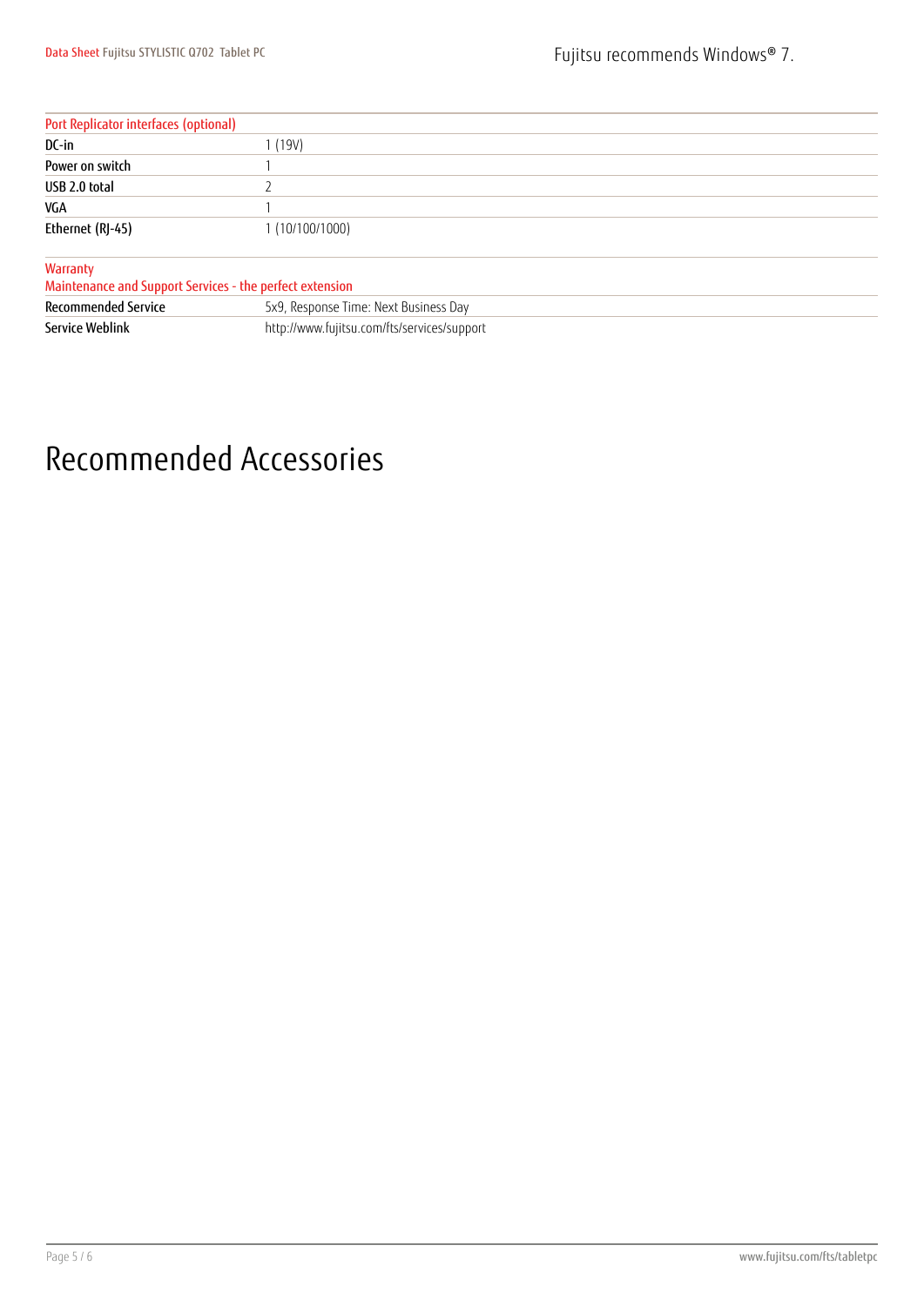| Port Replicator interfaces (optional) | |
| --- | --- |
| DC-in | 1 (19V) |
| Power on switch | 1 |
| USB 2.0 total | 2 |
| VGA | 1 |
| Ethernet (RJ-45) | 1 (10/100/1000) |

Warranty

| Maintenance and Support Services - the perfect extension | |
| --- | --- |
| Recommended Service | 5x9, Response Time: Next Business Day |
| Service Weblink | http://www.fujitsu.com/fts/services/support |

# Recommended Accessories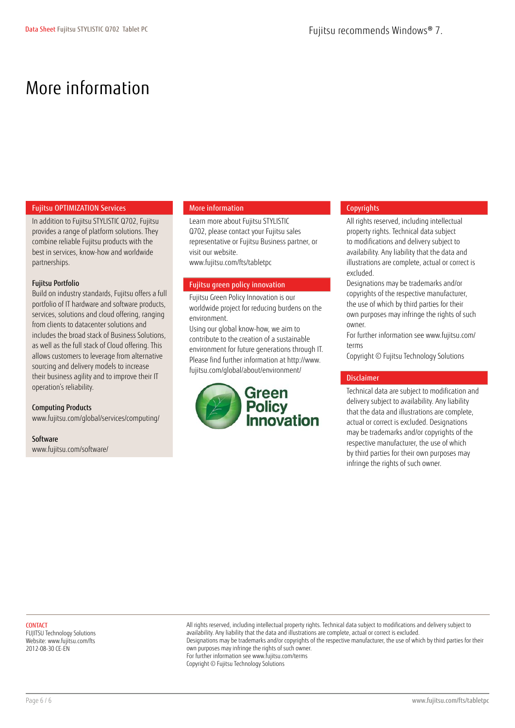# More information

## Fujitsu OPTIMIZATION Services

In addition to Fujitsu STYLISTIC Q702, Fujitsu provides a range of platform solutions. They combine reliable Fujitsu products with the best in services, know-how and worldwide partnerships.

**Fujitsu Portfolio**
Build on industry standards, Fujitsu offers a full portfolio of IT hardware and software products, services, solutions and cloud offering, ranging from clients to datacenter solutions and includes the broad stack of Business Solutions, as well as the full stack of Cloud offering. This allows customers to leverage from alternative sourcing and delivery models to increase their business agility and to improve their IT operation's reliability.

**Computing Products**
www.fujitsu.com/global/services/computing/

**Software**
www.fujitsu.com/software/

## More information

Learn more about Fujitsu STYLISTIC Q702, please contact your Fujitsu sales representative or Fujitsu Business partner, or visit our website.
www.fujitsu.com/fts/tabletpc

## Fujitsu green policy innovation

Fujitsu Green Policy Innovation is our worldwide project for reducing burdens on the environment.
Using our global know-how, we aim to contribute to the creation of a sustainable environment for future generations through IT.
Please find further information at http://www.fujitsu.com/global/about/environment/

Green Policy Innovation

## Copyrights

All rights reserved, including intellectual property rights. Technical data subject to modifications and delivery subject to availability. Any liability that the data and illustrations are complete, actual or correct is excluded.
Designations may be trademarks and/or copyrights of the respective manufacturer, the use of which by third parties for their own purposes may infringe the rights of such owner.
For further information see www.fujitsu.com/terms
Copyright © Fujitsu Technology Solutions

## Disclaimer

Technical data are subject to modification and delivery subject to availability. Any liability that the data and illustrations are complete, actual or correct is excluded. Designations may be trademarks and/or copyrights of the respective manufacturer, the use of which by third parties for their own purposes may infringe the rights of such owner.

**CONTACT**
FUJITSU Technology Solutions
Website: www.fujitsu.com/fts
2012-08-30 CE-EN

All rights reserved, including intellectual property rights. Technical data subject to modifications and delivery subject to availability. Any liability that the data and illustrations are complete, actual or correct is excluded.
Designations may be trademarks and/or copyrights of the respective manufacturer, the use of which by third parties for their own purposes may infringe the rights of such owner.
For further information see www.fujitsu.com/terms
Copyright © Fujitsu Technology Solutions